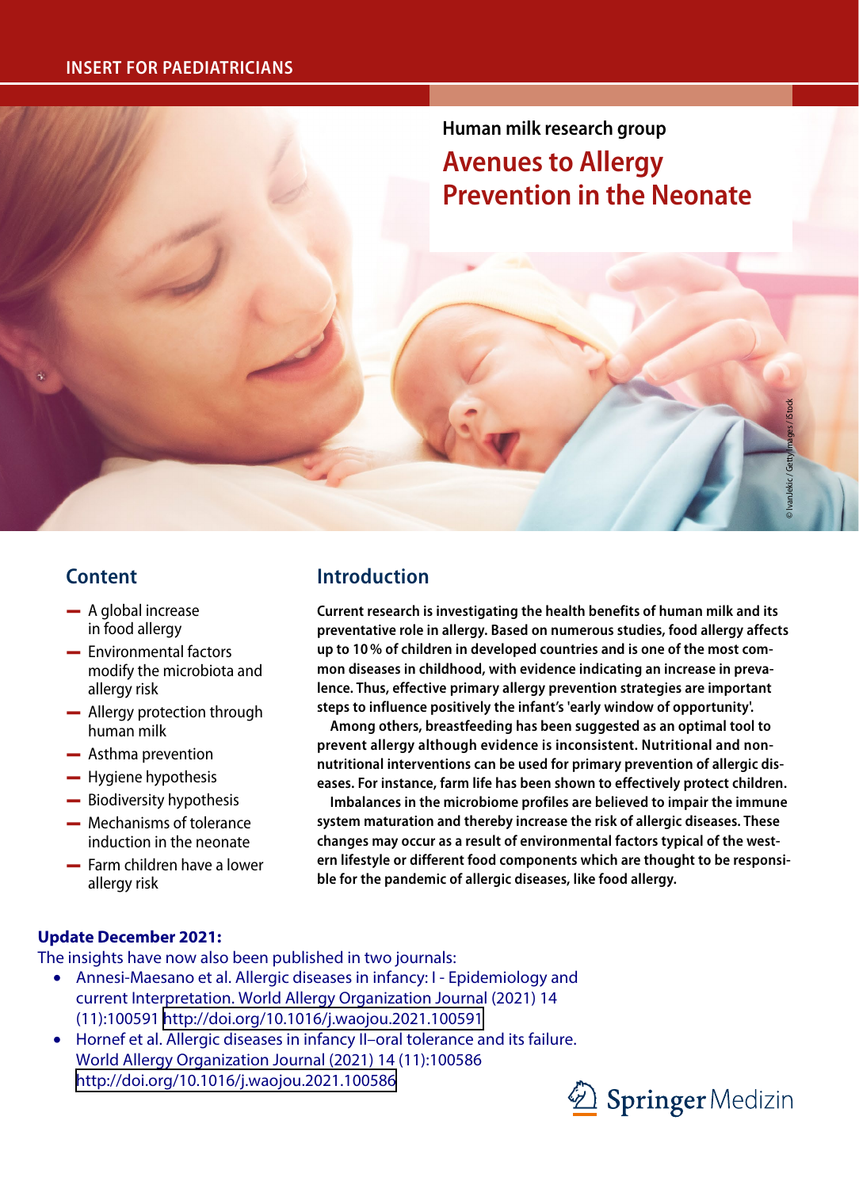INSERT FOR PAEDIATRICIANS

Human milk research group

# Avenues to Allergy Prevention in the Neonate

© Ivanlekic / Getty Images / iStock

## Content

- A global increase in food allergy
- Environmental factors modify the microbiota and allergy risk
- Allergy protection through human milk
- Asthma prevention
- Hygiene hypothesis
- Biodiversity hypothesis
- Mechanisms of tolerance induction in the neonate
- Farm children have a lower allergy risk

## Introduction

**Current research is investigating the health benefits of human milk and its preventative role in allergy. Based on numerous studies, food allergy affects up to 10 % of children in developed countries and is one of the most common diseases in childhood, with evidence indicating an increase in prevalence. Thus, effective primary allergy prevention strategies are important steps to influence positively the infant's 'early window of opportunity'.**

**Among others, breastfeeding has been suggested as an optimal tool to prevent allergy although evidence is inconsistent. Nutritional and non-nutritional interventions can be used for primary prevention of allergic diseases. For instance, farm life has been shown to effectively protect children.**

**Imbalances in the microbiome profiles are believed to impair the immune system maturation and thereby increase the risk of allergic diseases. These changes may occur as a result of environmental factors typical of the western lifestyle or different food components which are thought to be responsible for the pandemic of allergic diseases, like food allergy.**

**Update December 2021:**

The insights have now also been published in two journals:

- Annesi-Maesano et al. Allergic diseases in infancy: I - Epidemiology and current Interpretation. World Allergy Organization Journal (2021) 14 (11):100591 http://doi.org/10.1016/j.waojou.2021.100591
- Hornef et al. Allergic diseases in infancy II–oral tolerance and its failure. World Allergy Organization Journal (2021) 14 (11):100586 http://doi.org/10.1016/j.waojou.2021.100586

Springer Medizin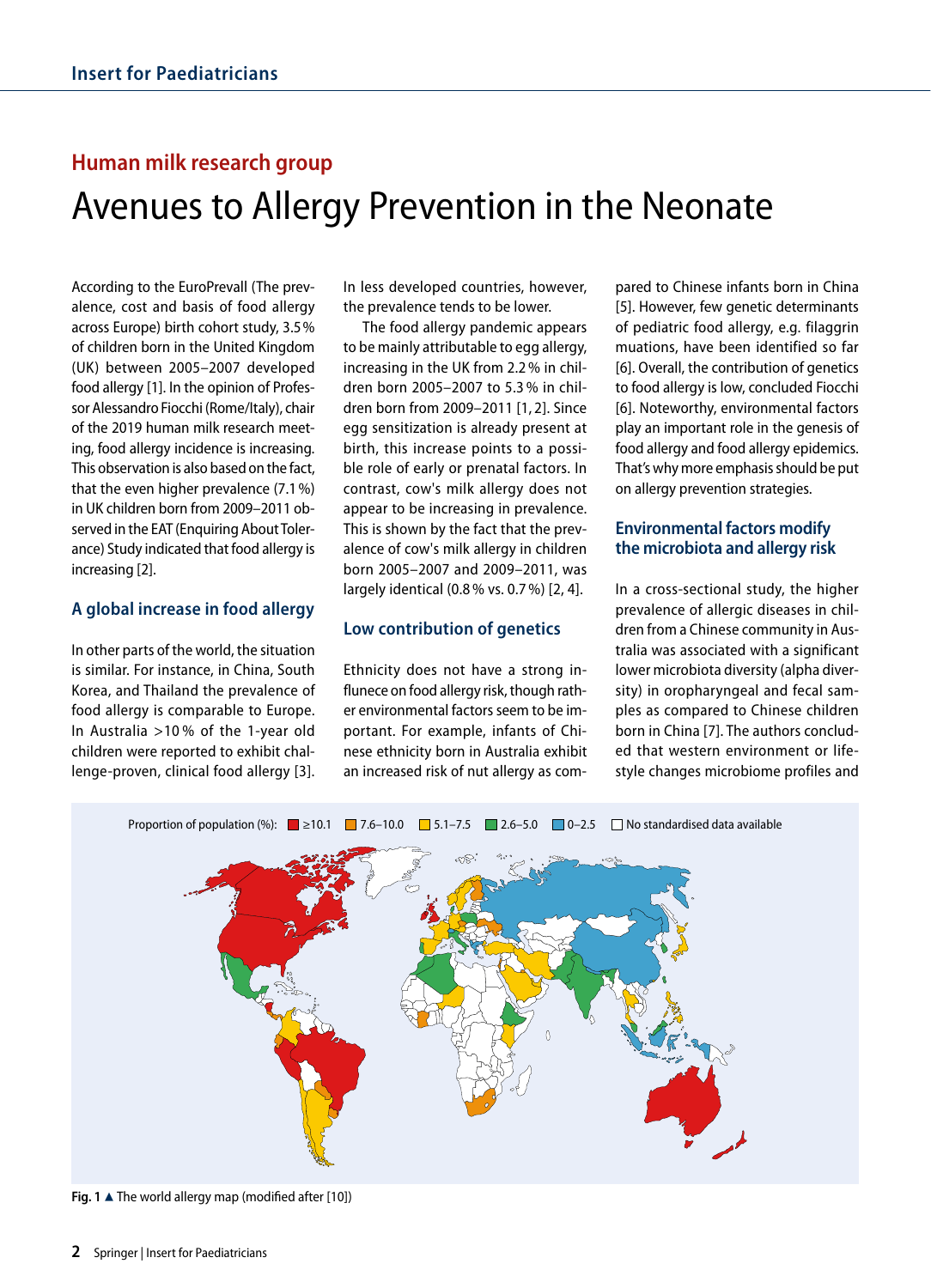## Human milk research group

# Avenues to Allergy Prevention in the Neonate

According to the EuroPrevall (The prevalence, cost and basis of food allergy across Europe) birth cohort study, 3.5% of children born in the United Kingdom (UK) between 2005–2007 developed food allergy [1]. In the opinion of Professor Alessandro Fiocchi (Rome/Italy), chair of the 2019 human milk research meeting, food allergy incidence is increasing. This observation is also based on the fact, that the even higher prevalence (7.1%) in UK children born from 2009–2011 observed in the EAT (Enquiring About Tolerance) Study indicated that food allergy is increasing [2].

### A global increase in food allergy

In other parts of the world, the situation is similar. For instance, in China, South Korea, and Thailand the prevalence of food allergy is comparable to Europe. In Australia >10% of the 1-year old children were reported to exhibit challenge-proven, clinical food allergy [3]. In less developed countries, however, the prevalence tends to be lower.

The food allergy pandemic appears to be mainly attributable to egg allergy, increasing in the UK from 2.2% in children born 2005–2007 to 5.3% in children born from 2009–2011 [1, 2]. Since egg sensitization is already present at birth, this increase points to a possible role of early or prenatal factors. In contrast, cow's milk allergy does not appear to be increasing in prevalence. This is shown by the fact that the prevalence of cow's milk allergy in children born 2005–2007 and 2009–2011, was largely identical (0.8% vs. 0.7%) [2, 4].

### Low contribution of genetics

Ethnicity does not have a strong influnece on food allergy risk, though rather environmental factors seem to be important. For example, infants of Chinese ethnicity born in Australia exhibit an increased risk of nut allergy as compared to Chinese infants born in China [5]. However, few genetic determinants of pediatric food allergy, e.g. filaggrin muations, have been identified so far [6]. Overall, the contribution of genetics to food allergy is low, concluded Fiocchi [6]. Noteworthy, environmental factors play an important role in the genesis of food allergy and food allergy epidemics. That's why more emphasis should be put on allergy prevention strategies.

### Environmental factors modify the microbiota and allergy risk

In a cross-sectional study, the higher prevalence of allergic diseases in children from a Chinese community in Australia was associated with a significant lower microbiota diversity (alpha diversity) in oropharyngeal and fecal samples as compared to Chinese children born in China [7]. The authors concluded that western environment or lifestyle changes microbiome profiles and

**Fig. 1** ▲ The world allergy map (modified after [10])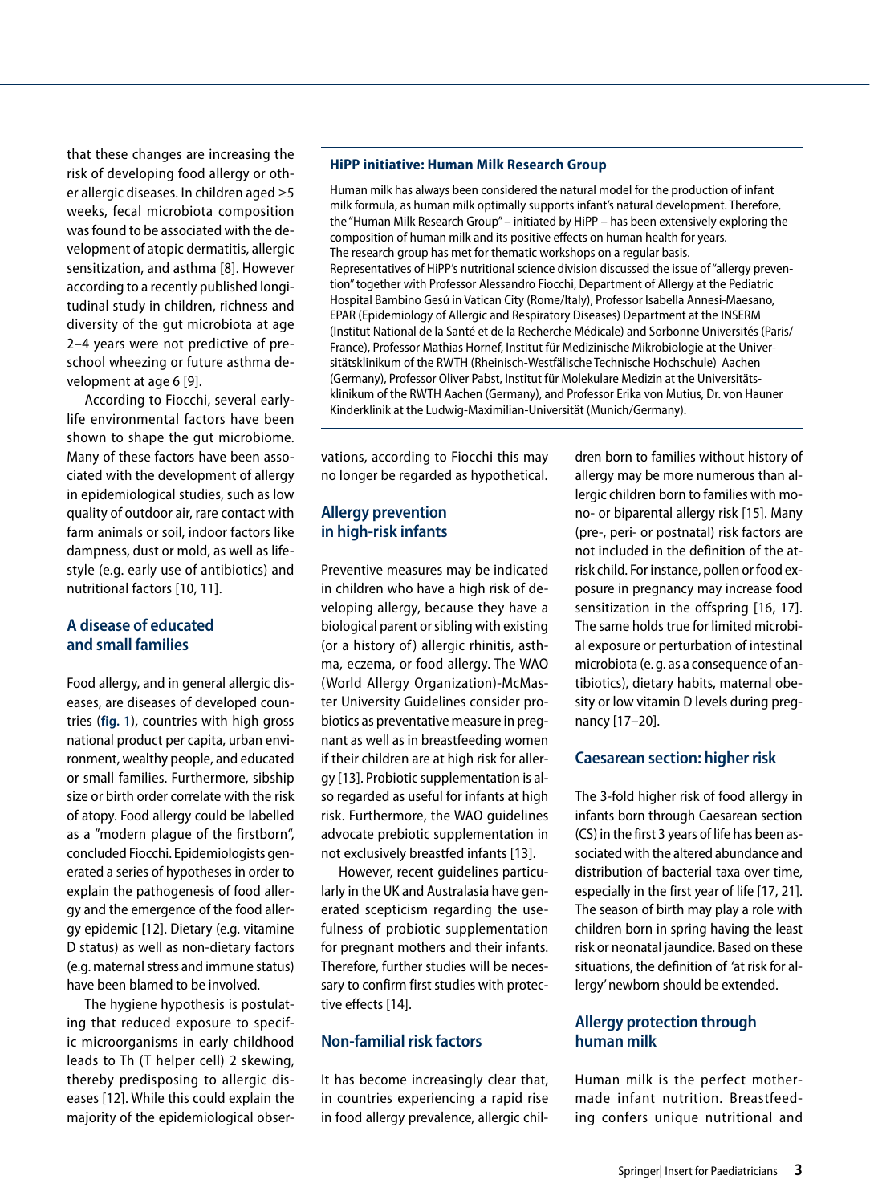that these changes are increasing the risk of developing food allergy or other allergic diseases. In children aged ≥5 weeks, fecal microbiota composition was found to be associated with the development of atopic dermatitis, allergic sensitization, and asthma [8]. However according to a recently published longitudinal study in children, richness and diversity of the gut microbiota at age 2–4 years were not predictive of preschool wheezing or future asthma development at age 6 [9].

According to Fiocchi, several early-life environmental factors have been shown to shape the gut microbiome. Many of these factors have been associated with the development of allergy in epidemiological studies, such as low quality of outdoor air, rare contact with farm animals or soil, indoor factors like dampness, dust or mold, as well as lifestyle (e.g. early use of antibiotics) and nutritional factors [10, 11].

## A disease of educated and small families

Food allergy, and in general allergic diseases, are diseases of developed countries (**fig. 1**), countries with high gross national product per capita, urban environment, wealthy people, and educated or small families. Furthermore, sibship size or birth order correlate with the risk of atopy. Food allergy could be labelled as a "modern plague of the firstborn", concluded Fiocchi. Epidemiologists generated a series of hypotheses in order to explain the pathogenesis of food allergy and the emergence of the food allergy epidemic [12]. Dietary (e.g. vitamine D status) as well as non-dietary factors (e.g. maternal stress and immune status) have been blamed to be involved.

The hygiene hypothesis is postulating that reduced exposure to specific microorganisms in early childhood leads to Th (T helper cell) 2 skewing, thereby predisposing to allergic diseases [12]. While this could explain the majority of the epidemiological observations, according to Fiocchi this may no longer be regarded as hypothetical.

> **HiPP initiative: Human Milk Research Group**
>
> Human milk has always been considered the natural model for the production of infant milk formula, as human milk optimally supports infant's natural development. Therefore, the "Human Milk Research Group" – initiated by HiPP – has been extensively exploring the composition of human milk and its positive effects on human health for years.
> The research group has met for thematic workshops on a regular basis.
> Representatives of HiPP's nutritional science division discussed the issue of "allergy prevention" together with Professor Alessandro Fiocchi, Department of Allergy at the Pediatric Hospital Bambino Gesú in Vatican City (Rome/Italy), Professor Isabella Annesi-Maesano, EPAR (Epidemiology of Allergic and Respiratory Diseases) Department at the INSERM (Institut National de la Santé et de la Recherche Médicale) and Sorbonne Universités (Paris/France), Professor Mathias Hornef, Institut für Medizinische Mikrobiologie at the Universitätsklinikum of the RWTH (Rheinisch-Westfälische Technische Hochschule) Aachen (Germany), Professor Oliver Pabst, Institut für Molekulare Medizin at the Universitätsklinikum of the RWTH Aachen (Germany), and Professor Erika von Mutius, Dr. von Hauner Kinderklinik at the Ludwig-Maximilian-Universität (Munich/Germany).

## Allergy prevention in high-risk infants

Preventive measures may be indicated in children who have a high risk of developing allergy, because they have a biological parent or sibling with existing (or a history of) allergic rhinitis, asthma, eczema, or food allergy. The WAO (World Allergy Organization)-McMaster University Guidelines consider probiotics as preventative measure in pregnant as well as in breastfeeding women if their children are at high risk for allergy [13]. Probiotic supplementation is also regarded as useful for infants at high risk. Furthermore, the WAO guidelines advocate prebiotic supplementation in not exclusively breastfed infants [13].

However, recent guidelines particularly in the UK and Australasia have generated scepticism regarding the usefulness of probiotic supplementation for pregnant mothers and their infants. Therefore, further studies will be necessary to confirm first studies with protective effects [14].

## Non-familial risk factors

It has become increasingly clear that, in countries experiencing a rapid rise in food allergy prevalence, allergic children born to families without history of allergy may be more numerous than allergic children born to families with mono- or biparental allergy risk [15]. Many (pre-, peri- or postnatal) risk factors are not included in the definition of the at-risk child. For instance, pollen or food exposure in pregnancy may increase food sensitization in the offspring [16, 17]. The same holds true for limited microbial exposure or perturbation of intestinal microbiota (e. g. as a consequence of antibiotics), dietary habits, maternal obesity or low vitamin D levels during pregnancy [17–20].

## Caesarean section: higher risk

The 3-fold higher risk of food allergy in infants born through Caesarean section (CS) in the first 3 years of life has been associated with the altered abundance and distribution of bacterial taxa over time, especially in the first year of life [17, 21]. The season of birth may play a role with children born in spring having the least risk or neonatal jaundice. Based on these situations, the definition of 'at risk for allergy' newborn should be extended.

## Allergy protection through human milk

Human milk is the perfect mother-made infant nutrition. Breastfeeding confers unique nutritional and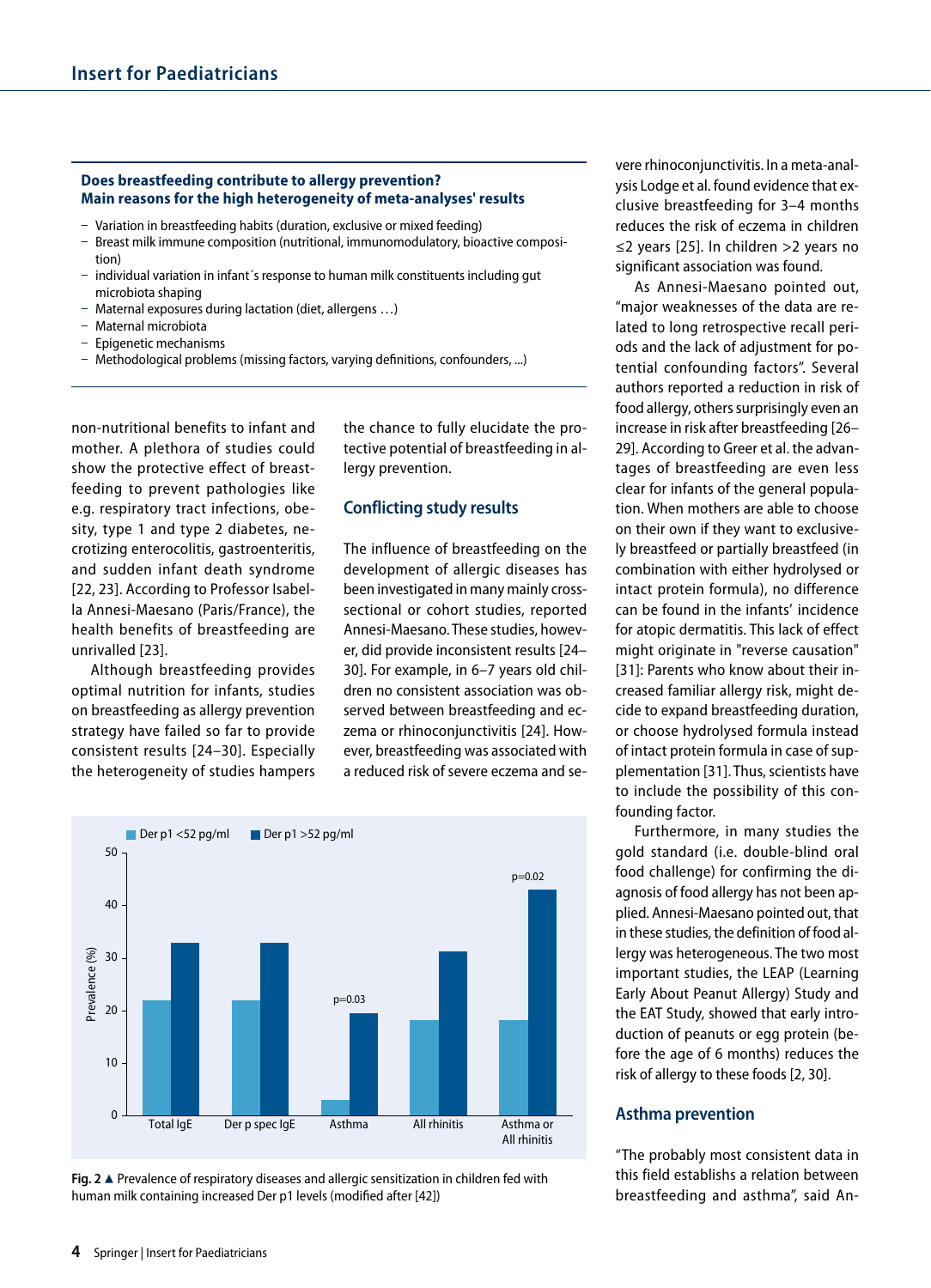**Does breastfeeding contribute to allergy prevention? Main reasons for the high heterogeneity of meta-analyses' results**

- Variation in breastfeeding habits (duration, exclusive or mixed feeding)
- Breast milk immune composition (nutritional, immunomodulatory, bioactive composition)
- individual variation in infant´s response to human milk constituents including gut microbiota shaping
- Maternal exposures during lactation (diet, allergens …)
- Maternal microbiota
- Epigenetic mechanisms
- Methodological problems (missing factors, varying definitions, confounders, ...)

non-nutritional benefits to infant and mother. A plethora of studies could show the protective effect of breastfeeding to prevent pathologies like e.g. respiratory tract infections, obesity, type 1 and type 2 diabetes, necrotizing enterocolitis, gastroenteritis, and sudden infant death syndrome [22, 23]. According to Professor Isabella Annesi-Maesano (Paris/France), the health benefits of breastfeeding are unrivalled [23].

Although breastfeeding provides optimal nutrition for infants, studies on breastfeeding as allergy prevention strategy have failed so far to provide consistent results [24–30]. Especially the heterogeneity of studies hampers the chance to fully elucidate the protective potential of breastfeeding in allergy prevention.

## Conflicting study results

The influence of breastfeeding on the development of allergic diseases has been investigated in many mainly cross-sectional or cohort studies, reported Annesi-Maesano. These studies, however, did provide inconsistent results [24–30]. For example, in 6–7 years old children no consistent association was observed between breastfeeding and eczema or rhinoconjunctivitis [24]. However, breastfeeding was associated with a reduced risk of severe eczema and severe rhinoconjunctivitis. In a meta-analysis Lodge et al. found evidence that exclusive breastfeeding for 3–4 months reduces the risk of eczema in children ≤2 years [25]. In children >2 years no significant association was found.

As Annesi-Maesano pointed out, "major weaknesses of the data are related to long retrospective recall periods and the lack of adjustment for potential confounding factors". Several authors reported a reduction in risk of food allergy, others surprisingly even an increase in risk after breastfeeding [26–29]. According to Greer et al. the advantages of breastfeeding are even less clear for infants of the general population. When mothers are able to choose on their own if they want to exclusively breastfeed or partially breastfeed (in combination with either hydrolysed or intact protein formula), no difference can be found in the infants' incidence for atopic dermatitis. This lack of effect might originate in "reverse causation" [31]: Parents who know about their increased familiar allergy risk, might decide to expand breastfeeding duration, or choose hydrolysed formula instead of intact protein formula in case of supplementation [31]. Thus, scientists have to include the possibility of this confounding factor.

Furthermore, in many studies the gold standard (i.e. double-blind oral food challenge) for confirming the diagnosis of food allergy has not been applied. Annesi-Maesano pointed out, that in these studies, the definition of food allergy was heterogeneous. The two most important studies, the LEAP (Learning Early About Peanut Allergy) Study and the EAT Study, showed that early introduction of peanuts or egg protein (before the age of 6 months) reduces the risk of allergy to these foods [2, 30].

Fig. 2 ▲ Prevalence of respiratory diseases and allergic sensitization in children fed with human milk containing increased Der p1 levels (modified after [42])

## Asthma prevention

"The probably most consistent data in this field establishs a relation between breastfeeding and asthma", said An-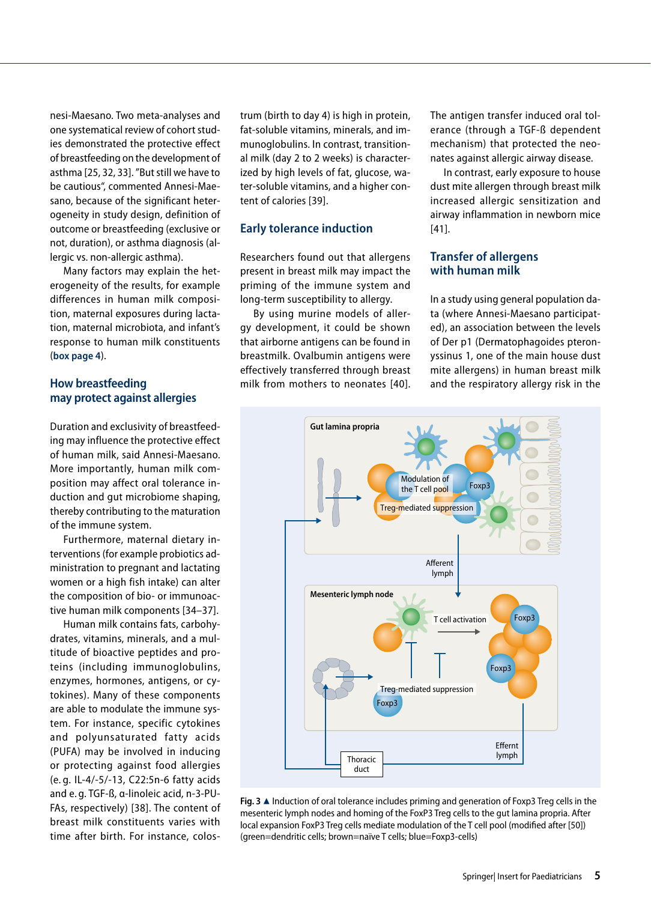nesi-Maesano. Two meta-analyses and one systematical review of cohort studies demonstrated the protective effect of breastfeeding on the development of asthma [25, 32, 33]. "But still we have to be cautious", commented Annesi-Maesano, because of the significant heterogeneity in study design, definition of outcome or breastfeeding (exclusive or not, duration), or asthma diagnosis (allergic vs. non-allergic asthma).

Many factors may explain the heterogeneity of the results, for example differences in human milk composition, maternal exposures during lactation, maternal microbiota, and infant's response to human milk constituents (**box page 4**).

## How breastfeeding may protect against allergies

Duration and exclusivity of breastfeeding may influence the protective effect of human milk, said Annesi-Maesano. More importantly, human milk composition may affect oral tolerance induction and gut microbiome shaping, thereby contributing to the maturation of the immune system.

Furthermore, maternal dietary interventions (for example probiotics administration to pregnant and lactating women or a high fish intake) can alter the composition of bio- or immunoactive human milk components [34–37].

Human milk contains fats, carbohydrates, vitamins, minerals, and a multitude of bioactive peptides and proteins (including immunoglobulins, enzymes, hormones, antigens, or cytokines). Many of these components are able to modulate the immune system. For instance, specific cytokines and polyunsaturated fatty acids (PUFA) may be involved in inducing or protecting against food allergies (e. g. IL-4/-5/-13, C22:5n-6 fatty acids and e. g. TGF-ß, α-linoleic acid, n-3-PUFAs, respectively) [38]. The content of breast milk constituents varies with time after birth. For instance, colostrum (birth to day 4) is high in protein, fat-soluble vitamins, minerals, and immunoglobulins. In contrast, transitional milk (day 2 to 2 weeks) is characterized by high levels of fat, glucose, water-soluble vitamins, and a higher content of calories [39].

## Early tolerance induction

Researchers found out that allergens present in breast milk may impact the priming of the immune system and long-term susceptibility to allergy.

By using murine models of allergy development, it could be shown that airborne antigens can be found in breastmilk. Ovalbumin antigens were effectively transferred through breast milk from mothers to neonates [40]. The antigen transfer induced oral tolerance (through a TGF-ß dependent mechanism) that protected the neonates against allergic airway disease.

In contrast, early exposure to house dust mite allergen through breast milk increased allergic sensitization and airway inflammation in newborn mice [41].

## Transfer of allergens with human milk

In a study using general population data (where Annesi-Maesano participated), an association between the levels of Der p1 (Dermatophagoides pteronyssinus 1, one of the main house dust mite allergens) in human breast milk and the respiratory allergy risk in the

**Fig. 3** ▲ Induction of oral tolerance includes priming and generation of Foxp3 Treg cells in the mesenteric lymph nodes and homing of the FoxP3 Treg cells to the gut lamina propria. After local expansion FoxP3 Treg cells mediate modulation of the T cell pool (modified after [50]) (green=dendritic cells; brown=naïve T cells; blue=Foxp3-cells)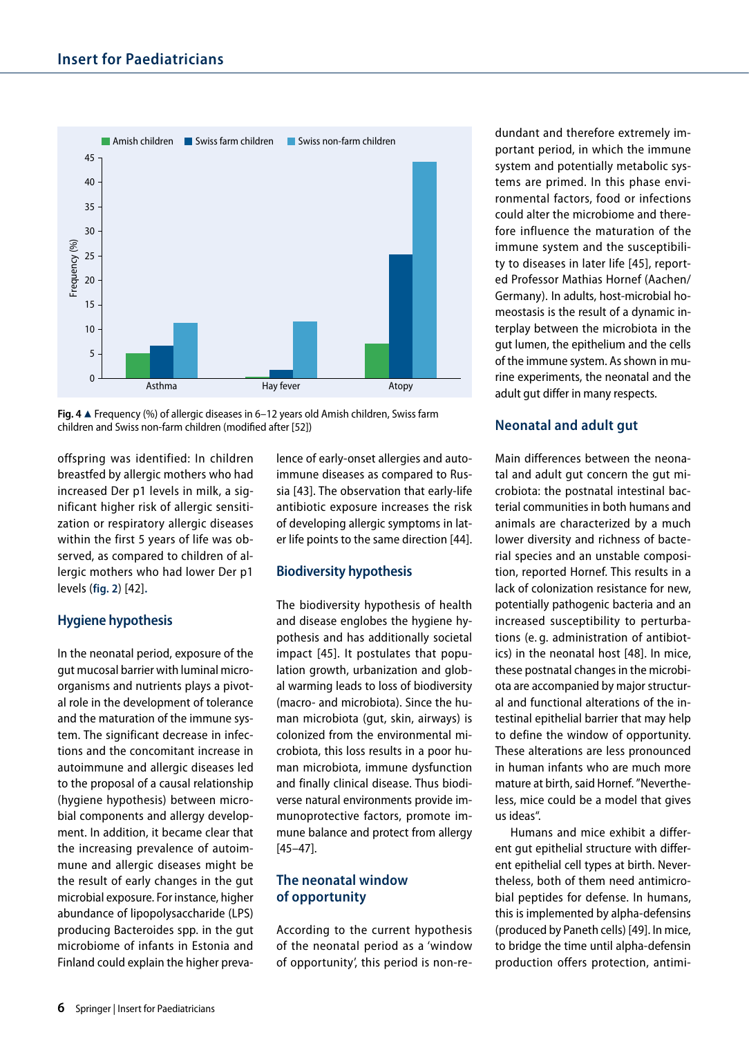Fig. 4 ▲ Frequency (%) of allergic diseases in 6–12 years old Amish children, Swiss farm children and Swiss non-farm children (modified after [52])

offspring was identified: In children breastfed by allergic mothers who had increased Der p1 levels in milk, a significant higher risk of allergic sensitization or respiratory allergic diseases within the first 5 years of life was observed, as compared to children of allergic mothers who had lower Der p1 levels (**fig. 2**) [42].

## Hygiene hypothesis

In the neonatal period, exposure of the gut mucosal barrier with luminal microorganisms and nutrients plays a pivotal role in the development of tolerance and the maturation of the immune system. The significant decrease in infections and the concomitant increase in autoimmune and allergic diseases led to the proposal of a causal relationship (hygiene hypothesis) between microbial components and allergy development. In addition, it became clear that the increasing prevalence of autoimmune and allergic diseases might be the result of early changes in the gut microbial exposure. For instance, higher abundance of lipopolysaccharide (LPS) producing Bacteroides spp. in the gut microbiome of infants in Estonia and Finland could explain the higher prevalence of early-onset allergies and autoimmune diseases as compared to Russia [43]. The observation that early-life antibiotic exposure increases the risk of developing allergic symptoms in later life points to the same direction [44].

## Biodiversity hypothesis

The biodiversity hypothesis of health and disease englobes the hygiene hypothesis and has additionally societal impact [45]. It postulates that population growth, urbanization and global warming leads to loss of biodiversity (macro- and microbiota). Since the human microbiota (gut, skin, airways) is colonized from the environmental microbiota, this loss results in a poor human microbiota, immune dysfunction and finally clinical disease. Thus biodiverse natural environments provide immunoprotective factors, promote immune balance and protect from allergy [45–47].

## The neonatal window of opportunity

According to the current hypothesis of the neonatal period as a 'window of opportunity', this period is non-redundant and therefore extremely important period, in which the immune system and potentially metabolic systems are primed. In this phase environmental factors, food or infections could alter the microbiome and therefore influence the maturation of the immune system and the susceptibility to diseases in later life [45], reported Professor Mathias Hornef (Aachen/Germany). In adults, host-microbial homeostasis is the result of a dynamic interplay between the microbiota in the gut lumen, the epithelium and the cells of the immune system. As shown in murine experiments, the neonatal and the adult gut differ in many respects.

## Neonatal and adult gut

Main differences between the neonatal and adult gut concern the gut microbiota: the postnatal intestinal bacterial communities in both humans and animals are characterized by a much lower diversity and richness of bacterial species and an unstable composition, reported Hornef. This results in a lack of colonization resistance for new, potentially pathogenic bacteria and an increased susceptibility to perturbations (e. g. administration of antibiotics) in the neonatal host [48]. In mice, these postnatal changes in the microbiota are accompanied by major structural and functional alterations of the intestinal epithelial barrier that may help to define the window of opportunity. These alterations are less pronounced in human infants who are much more mature at birth, said Hornef. "Nevertheless, mice could be a model that gives us ideas".

Humans and mice exhibit a different gut epithelial structure with different epithelial cell types at birth. Nevertheless, both of them need antimicrobial peptides for defense. In humans, this is implemented by alpha-defensins (produced by Paneth cells) [49]. In mice, to bridge the time until alpha-defensin production offers protection, antimi-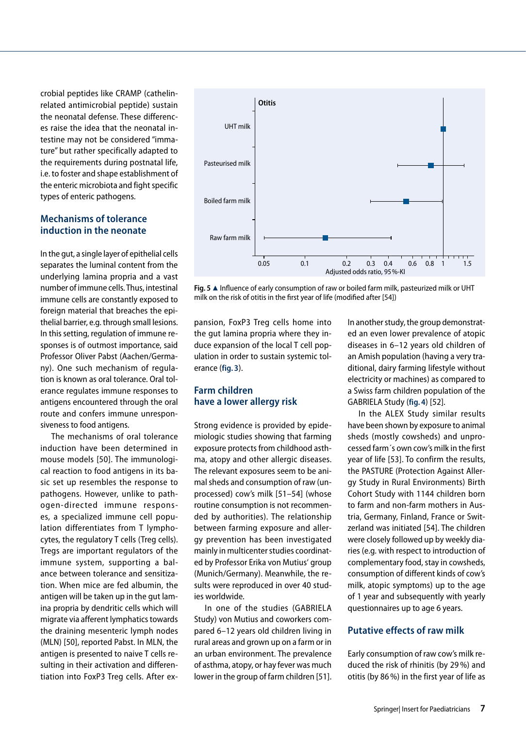crobial peptides like CRAMP (cathelin-related antimicrobial peptide) sustain the neonatal defense. These differences raise the idea that the neonatal intestine may not be considered "immature" but rather specifically adapted to the requirements during postnatal life, i.e. to foster and shape establishment of the enteric microbiota and fight specific types of enteric pathogens.

## Mechanisms of tolerance induction in the neonate

In the gut, a single layer of epithelial cells separates the luminal content from the underlying lamina propria and a vast number of immune cells. Thus, intestinal immune cells are constantly exposed to foreign material that breaches the epithelial barrier, e.g. through small lesions. In this setting, regulation of immune responses is of outmost importance, said Professor Oliver Pabst (Aachen/Germany). One such mechanism of regulation is known as oral tolerance. Oral tolerance regulates immune responses to antigens encountered through the oral route and confers immune unresponsiveness to food antigens.

The mechanisms of oral tolerance induction have been determined in mouse models [50]. The immunological reaction to food antigens in its basic set up resembles the response to pathogens. However, unlike to pathogen-directed immune responses, a specialized immune cell population differentiates from T lymphocytes, the regulatory T cells (Treg cells). Tregs are important regulators of the immune system, supporting a balance between tolerance and sensitization. When mice are fed albumin, the antigen will be taken up in the gut lamina propria by dendritic cells which will migrate via afferent lymphatics towards the draining mesenteric lymph nodes (MLN) [50], reported Pabst. In MLN, the antigen is presented to naive T cells resulting in their activation and differentiation into FoxP3 Treg cells. After expansion, FoxP3 Treg cells home into the gut lamina propria where they induce expansion of the local T cell population in order to sustain systemic tolerance (fig. 3).

**Fig. 5** ▲ Influence of early consumption of raw or boiled farm milk, pasteurized milk or UHT milk on the risk of otitis in the first year of life (modified after [54])

## Farm children have a lower allergy risk

Strong evidence is provided by epidemiologic studies showing that farming exposure protects from childhood asthma, atopy and other allergic diseases. The relevant exposures seem to be animal sheds and consumption of raw (unprocessed) cow's milk [51–54] (whose routine consumption is not recommended by authorities). The relationship between farming exposure and allergy prevention has been investigated mainly in multicenter studies coordinated by Professor Erika von Mutius' group (Munich/Germany). Meanwhile, the results were reproduced in over 40 studies worldwide.

In one of the studies (GABRIELA Study) von Mutius and coworkers compared 6–12 years old children living in rural areas and grown up on a farm or in an urban environment. The prevalence of asthma, atopy, or hay fever was much lower in the group of farm children [51]. In another study, the group demonstrated an even lower prevalence of atopic diseases in 6–12 years old children of an Amish population (having a very traditional, dairy farming lifestyle without electricity or machines) as compared to a Swiss farm children population of the GABRIELA Study (fig. 4) [52].

In the ALEX Study similar results have been shown by exposure to animal sheds (mostly cowsheds) and unprocessed farm´s own cow's milk in the first year of life [53]. To confirm the results, the PASTURE (Protection Against Allergy Study in Rural Environments) Birth Cohort Study with 1144 children born to farm and non-farm mothers in Austria, Germany, Finland, France or Switzerland was initiated [54]. The children were closely followed up by weekly diaries (e.g. with respect to introduction of complementary food, stay in cowsheds, consumption of different kinds of cow's milk, atopic symptoms) up to the age of 1 year and subsequently with yearly questionnaires up to age 6 years.

## Putative effects of raw milk

Early consumption of raw cow's milk reduced the risk of rhinitis (by 29 %) and otitis (by 86 %) in the first year of life as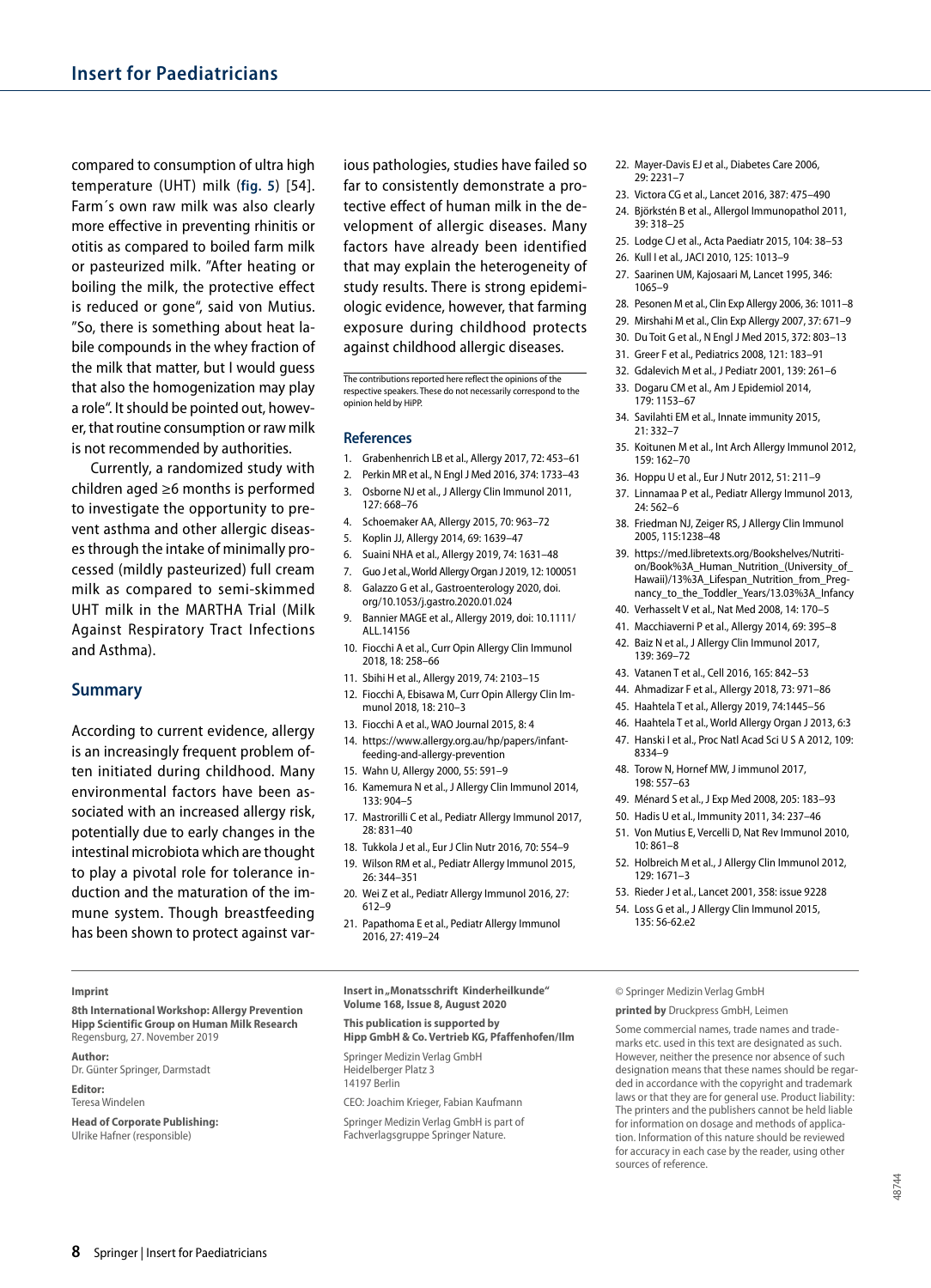compared to consumption of ultra high temperature (UHT) milk (**fig. 5**) [54]. Farm´s own raw milk was also clearly more effective in preventing rhinitis or otitis as compared to boiled farm milk or pasteurized milk. "After heating or boiling the milk, the protective effect is reduced or gone", said von Mutius. "So, there is something about heat labile compounds in the whey fraction of the milk that matter, but I would guess that also the homogenization may play a role". It should be pointed out, however, that routine consumption or raw milk is not recommended by authorities.

Currently, a randomized study with children aged ≥6 months is performed to investigate the opportunity to prevent asthma and other allergic diseases through the intake of minimally processed (mildly pasteurized) full cream milk as compared to semi-skimmed UHT milk in the MARTHA Trial (Milk Against Respiratory Tract Infections and Asthma).

## Summary

According to current evidence, allergy is an increasingly frequent problem often initiated during childhood. Many environmental factors have been associated with an increased allergy risk, potentially due to early changes in the intestinal microbiota which are thought to play a pivotal role for tolerance induction and the maturation of the immune system. Though breastfeeding has been shown to protect against various pathologies, studies have failed so far to consistently demonstrate a protective effect of human milk in the development of allergic diseases. Many factors have already been identified that may explain the heterogeneity of study results. There is strong epidemiologic evidence, however, that farming exposure during childhood protects against childhood allergic diseases.

The contributions reported here reflect the opinions of the respective speakers. These do not necessarily correspond to the opinion held by HiPP.

## References

1. Grabenhenrich LB et al., Allergy 2017, 72: 453–61
2. Perkin MR et al., N Engl J Med 2016, 374: 1733–43
3. Osborne NJ et al., J Allergy Clin Immunol 2011, 127: 668–76
4. Schoemaker AA, Allergy 2015, 70: 963–72
5. Koplin JJ, Allergy 2014, 69: 1639–47
6. Suaini NHA et al., Allergy 2019, 74: 1631–48
7. Guo J et al., World Allergy Organ J 2019, 12: 100051
8. Galazzo G et al., Gastroenterology 2020, doi. org/10.1053/j.gastro.2020.01.024
9. Bannier MAGE et al., Allergy 2019, doi: 10.1111/ ALL.14156
10. Fiocchi A et al., Curr Opin Allergy Clin Immunol 2018, 18: 258–66
11. Sbihi H et al., Allergy 2019, 74: 2103–15
12. Fiocchi A, Ebisawa M, Curr Opin Allergy Clin Immunol 2018, 18: 210–3
13. Fiocchi A et al., WAO Journal 2015, 8: 4
14. https://www.allergy.org.au/hp/papers/infant-feeding-and-allergy-prevention
15. Wahn U, Allergy 2000, 55: 591–9
16. Kamemura N et al., J Allergy Clin Immunol 2014, 133: 904–5
17. Mastrorilli C et al., Pediatr Allergy Immunol 2017, 28: 831–40
18. Tukkola J et al., Eur J Clin Nutr 2016, 70: 554–9
19. Wilson RM et al., Pediatr Allergy Immunol 2015, 26: 344–351
20. Wei Z et al., Pediatr Allergy Immunol 2016, 27: 612–9
21. Papathoma E et al., Pediatr Allergy Immunol 2016, 27: 419–24
22. Mayer-Davis EJ et al., Diabetes Care 2006, 29: 2231–7
23. Victora CG et al., Lancet 2016, 387: 475–490
24. Björkstén B et al., Allergol Immunopathol 2011, 39: 318–25
25. Lodge CJ et al., Acta Paediatr 2015, 104: 38–53
26. Kull I et al., JACI 2010, 125: 1013–9
27. Saarinen UM, Kajosaari M, Lancet 1995, 346: 1065–9
28. Pesonen M et al., Clin Exp Allergy 2006, 36: 1011–8
29. Mirshahi M et al., Clin Exp Allergy 2007, 37: 671–9
30. Du Toit G et al., N Engl J Med 2015, 372: 803–13
31. Greer F et al., Pediatrics 2008, 121: 183–91
32. Gdalevich M et al., J Pediatr 2001, 139: 261–6
33. Dogaru CM et al., Am J Epidemiol 2014, 179: 1153–67
34. Savilahti EM et al., Innate immunity 2015, 21: 332–7
35. Koitunen M et al., Int Arch Allergy Immunol 2012, 159: 162–70
36. Hoppu U et al., Eur J Nutr 2012, 51: 211–9
37. Linnamaa P et al., Pediatr Allergy Immunol 2013, 24: 562–6
38. Friedman NJ, Zeiger RS, J Allergy Clin Immunol 2005, 115:1238–48
39. https://med.libretexts.org/Bookshelves/Nutrition/Book%3A_Human_Nutrition_(University_of_Hawaii)/13%3A_Lifespan_Nutrition_from_Pregnancy_to_the_Toddler_Years/13.03%3A_Infancy
40. Verhasselt V et al., Nat Med 2008, 14: 170–5
41. Macchiaverni P et al., Allergy 2014, 69: 395–8
42. Baiz N et al., J Allergy Clin Immunol 2017, 139: 369–72
43. Vatanen T et al., Cell 2016, 165: 842–53
44. Ahmadizar F et al., Allergy 2018, 73: 971–86
45. Haahtela T et al., Allergy 2019, 74:1445–56
46. Haahtela T et al., World Allergy Organ J 2013, 6:3
47. Hanski I et al., Proc Natl Acad Sci U S A 2012, 109: 8334–9
48. Torow N, Hornef MW, J immunol 2017, 198: 557–63
49. Ménard S et al., J Exp Med 2008, 205: 183–93
50. Hadis U et al., Immunity 2011, 34: 237–46
51. Von Mutius E, Vercelli D, Nat Rev Immunol 2010, 10: 861–8
52. Holbreich M et al., J Allergy Clin Immunol 2012, 129: 1671–3
53. Rieder J et al., Lancet 2001, 358: issue 9228
54. Loss G et al., J Allergy Clin Immunol 2015, 135: 56-62.e2

**Imprint**

**8th International Workshop: Allergy Prevention**
**Hipp Scientific Group on Human Milk Research**
Regensburg, 27. November 2019

**Author:**
Dr. Günter Springer, Darmstadt

**Editor:**
Teresa Windelen

**Head of Corporate Publishing:**
Ulrike Hafner (responsible)

**Insert in „Monatsschrift Kinderheilkunde" Volume 168, Issue 8, August 2020**

**This publication is supported by Hipp GmbH & Co. Vertrieb KG, Pfaffenhofen/Ilm**

Springer Medizin Verlag GmbH
Heidelberger Platz 3
14197 Berlin

CEO: Joachim Krieger, Fabian Kaufmann

Springer Medizin Verlag GmbH is part of Fachverlagsgruppe Springer Nature.

© Springer Medizin Verlag GmbH

**printed by** Druckpress GmbH, Leimen

Some commercial names, trade names and trademarks etc. used in this text are designated as such. However, neither the presence nor absence of such designation means that these names should be regarded in accordance with the copyright and trademark laws or that they are for general use. Product liability: The printers and the publishers cannot be held liable for information on dosage and methods of application. Information of this nature should be reviewed for accuracy in each case by the reader, using other sources of reference.

48744